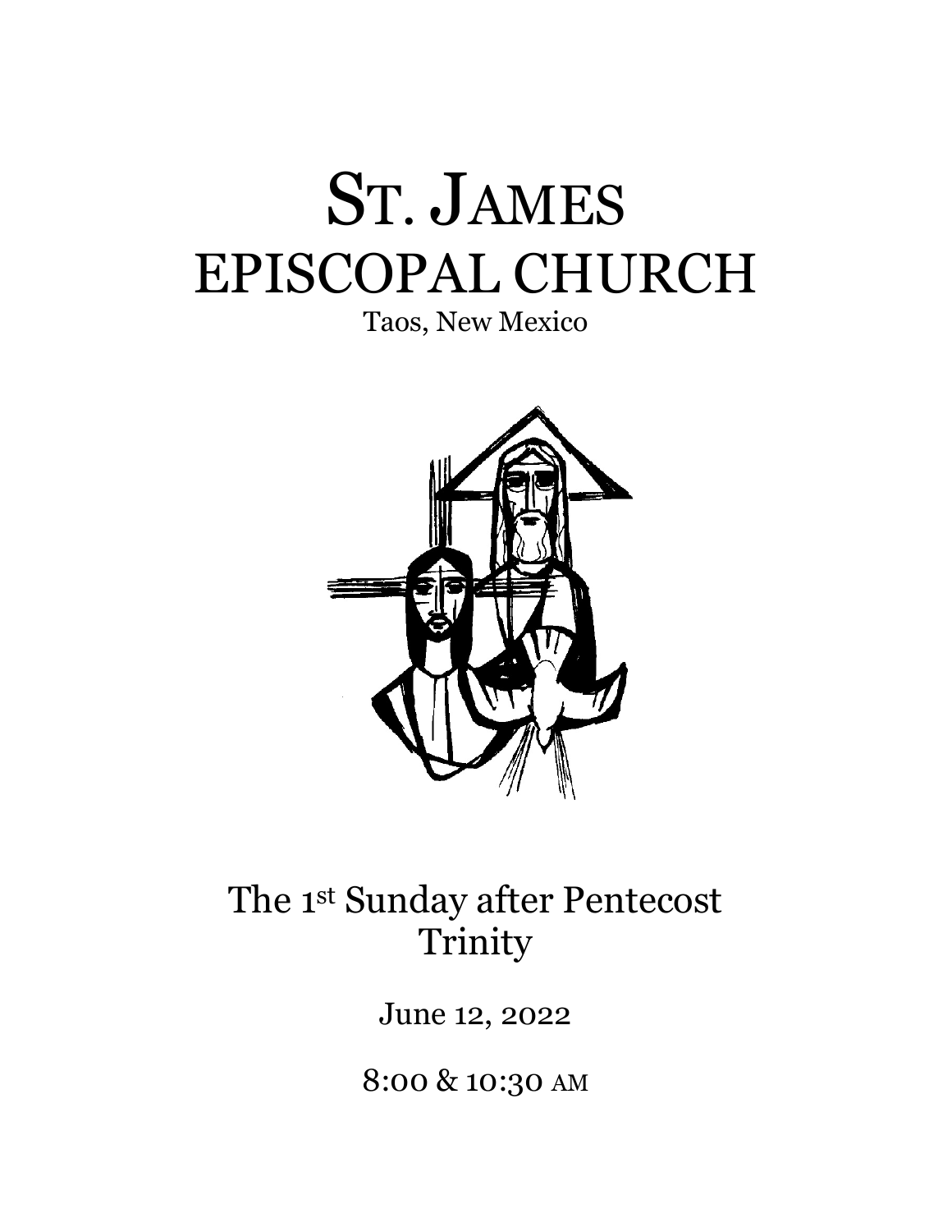# ST. JAMES EPISCOPAL CHURCH

Taos, New Mexico

## The 1st Sunday after Pentecost Trinity

June 12, 2022

8:00 & 10:30 AM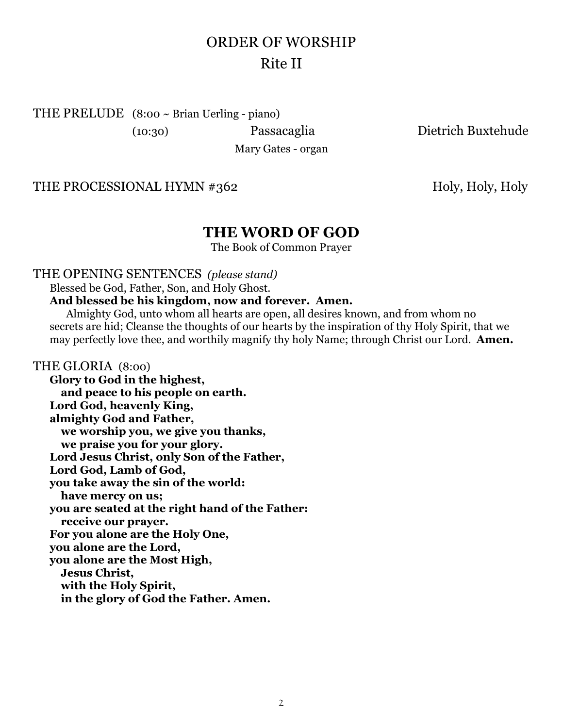# ORDER OF WORSHIP

## Rite II

THE PRELUDE (8:00 ~ Brian Uerling - piano)

(10:30) Passacaglia Dietrich Buxtehude

Mary Gates - organ

THE PROCESSIONAL HYMN #362 Holy, Holy, Holy

## THE WORD OF GOD

The Book of Common Prayer

THE OPENING SENTENCES *(please stand)*

Blessed be God, Father, Son, and Holy Ghost.

**And blessed be his kingdom, now and forever. Amen.**

Almighty God, unto whom all hearts are open, all desires known, and from whom no secrets are hid; Cleanse the thoughts of our hearts by the inspiration of thy Holy Spirit, that we may perfectly love thee, and worthily magnify thy holy Name; through Christ our Lord. **Amen.**

THE GLORIA (8:00)

**Glory to God in the highest,**
**and peace to his people on earth.**
**Lord God, heavenly King,**
**almighty God and Father,**
**we worship you, we give you thanks,**
**we praise you for your glory.**
**Lord Jesus Christ, only Son of the Father,**
**Lord God, Lamb of God,**
**you take away the sin of the world:**
**have mercy on us;**
**you are seated at the right hand of the Father:**
**receive our prayer.**
**For you alone are the Holy One,**
**you alone are the Lord,**
**you alone are the Most High,**
**Jesus Christ,**
**with the Holy Spirit,**
**in the glory of God the Father. Amen.**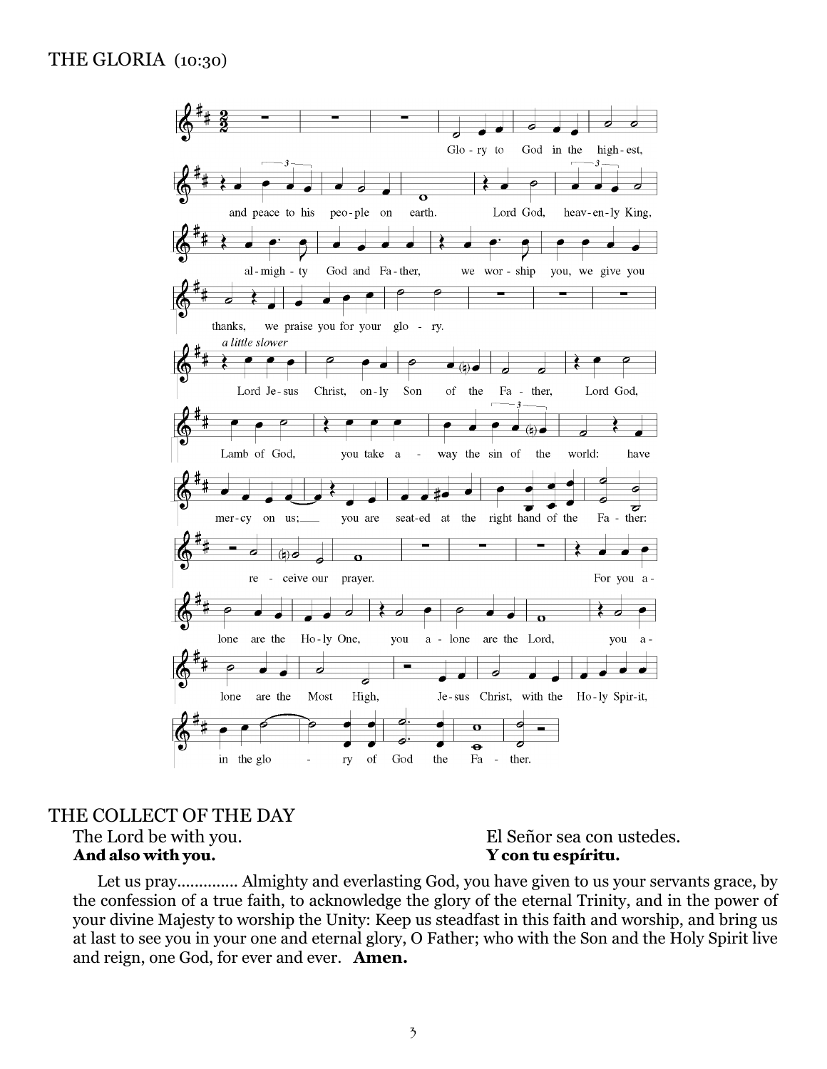## THE GLORIA (10:30)

## THE COLLECT OF THE DAY

The Lord be with you.
**And also with you.**

El Señor sea con ustedes.
**Y con tu espíritu.**

Let us pray............. Almighty and everlasting God, you have given to us your servants grace, by the confession of a true faith, to acknowledge the glory of the eternal Trinity, and in the power of your divine Majesty to worship the Unity: Keep us steadfast in this faith and worship, and bring us at last to see you in your one and eternal glory, O Father; who with the Son and the Holy Spirit live and reign, one God, for ever and ever. **Amen.**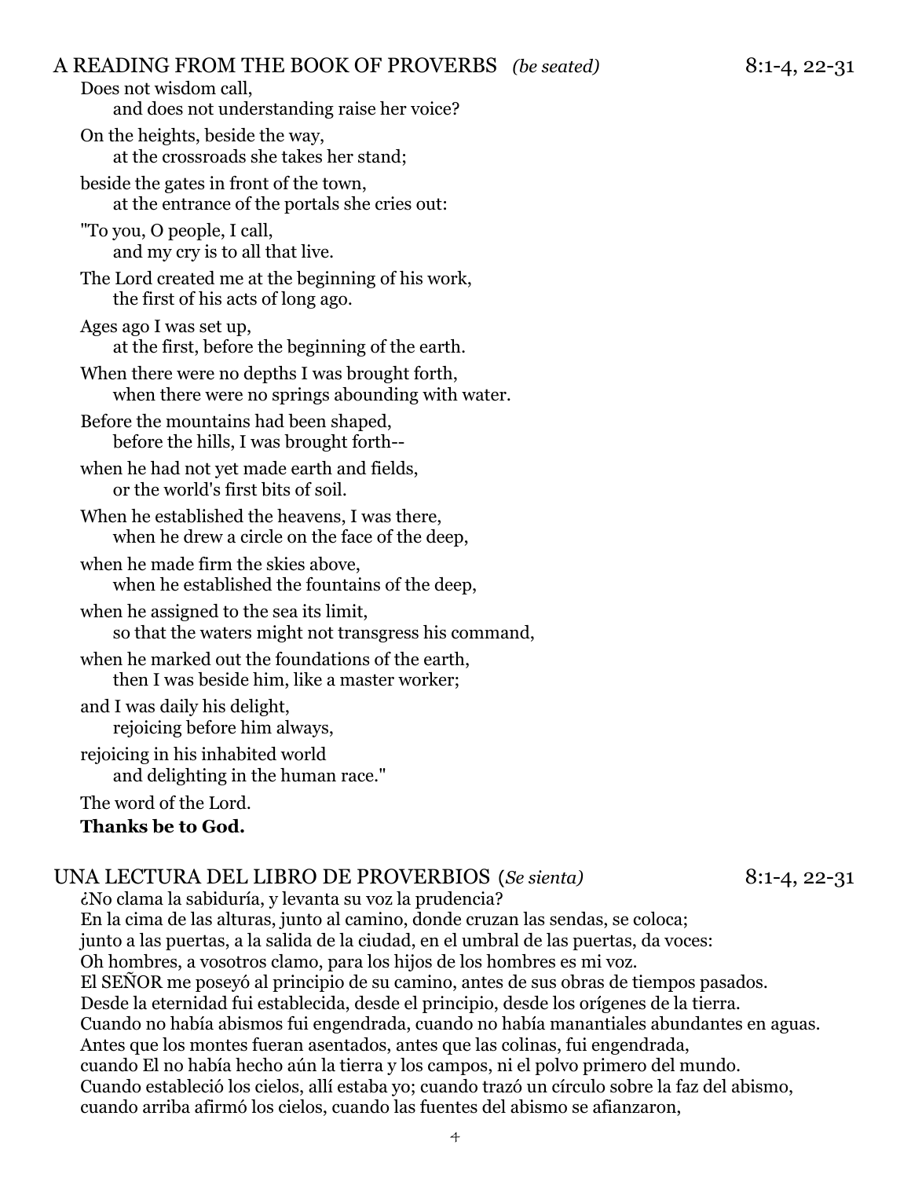## A READING FROM THE BOOK OF PROVERBS *(be seated)* 8:1-4, 22-31

Does not wisdom call,
 and does not understanding raise her voice?

On the heights, beside the way,
 at the crossroads she takes her stand;

beside the gates in front of the town,
 at the entrance of the portals she cries out:

"To you, O people, I call,
 and my cry is to all that live.

The Lord created me at the beginning of his work,
 the first of his acts of long ago.

Ages ago I was set up,
 at the first, before the beginning of the earth.

When there were no depths I was brought forth,
 when there were no springs abounding with water.

Before the mountains had been shaped,
 before the hills, I was brought forth--

when he had not yet made earth and fields,
 or the world's first bits of soil.

When he established the heavens, I was there,
 when he drew a circle on the face of the deep,

when he made firm the skies above,
 when he established the fountains of the deep,

when he assigned to the sea its limit,
 so that the waters might not transgress his command,

when he marked out the foundations of the earth,
 then I was beside him, like a master worker;

and I was daily his delight,
 rejoicing before him always,

rejoicing in his inhabited world
 and delighting in the human race."

The word of the Lord.
**Thanks be to God.**

## UNA LECTURA DEL LIBRO DE PROVERBIOS (*Se sienta*) 8:1-4, 22-31

¿No clama la sabiduría, y levanta su voz la prudencia?
En la cima de las alturas, junto al camino, donde cruzan las sendas, se coloca;
junto a las puertas, a la salida de la ciudad, en el umbral de las puertas, da voces:
Oh hombres, a vosotros clamo, para los hijos de los hombres es mi voz.
El SEÑOR me poseyó al principio de su camino, antes de sus obras de tiempos pasados.
Desde la eternidad fui establecida, desde el principio, desde los orígenes de la tierra.
Cuando no había abismos fui engendrada, cuando no había manantiales abundantes en aguas.
Antes que los montes fueran asentados, antes que las colinas, fui engendrada,
cuando El no había hecho aún la tierra y los campos, ni el polvo primero del mundo.
Cuando estableció los cielos, allí estaba yo; cuando trazó un círculo sobre la faz del abismo,
cuando arriba afirmó los cielos, cuando las fuentes del abismo se afianzaron,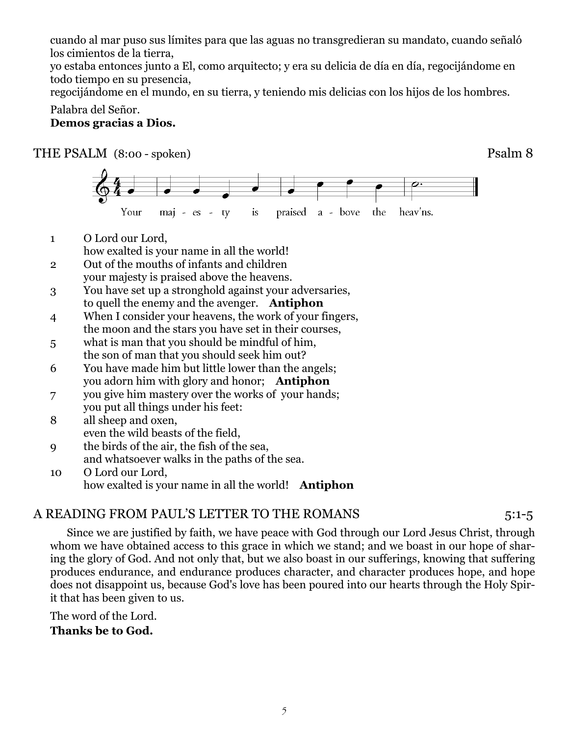cuando al mar puso sus límites para que las aguas no transgredieran su mandato, cuando señaló los cimientos de la tierra,
yo estaba entonces junto a El, como arquitecto; y era su delicia de día en día, regocijándome en todo tiempo en su presencia,
regocijándome en el mundo, en su tierra, y teniendo mis delicias con los hijos de los hombres.

Palabra del Señor.
**Demos gracias a Dios.**

## THE PSALM (8:00 - spoken) Psalm 8

Your maj - es - ty is praised a - bove the heav'ns.

1 O Lord our Lord,
how exalted is your name in all the world!
2 Out of the mouths of infants and children
your majesty is praised above the heavens.
3 You have set up a stronghold against your adversaries,
to quell the enemy and the avenger. **Antiphon**
4 When I consider your heavens, the work of your fingers,
the moon and the stars you have set in their courses,
5 what is man that you should be mindful of him,
the son of man that you should seek him out?
6 You have made him but little lower than the angels;
you adorn him with glory and honor; **Antiphon**
7 you give him mastery over the works of your hands;
you put all things under his feet:
8 all sheep and oxen,
even the wild beasts of the field,
9 the birds of the air, the fish of the sea,
and whatsoever walks in the paths of the sea.
10 O Lord our Lord,
how exalted is your name in all the world! **Antiphon**

## A READING FROM PAUL'S LETTER TO THE ROMANS 5:1-5

Since we are justified by faith, we have peace with God through our Lord Jesus Christ, through whom we have obtained access to this grace in which we stand; and we boast in our hope of sharing the glory of God. And not only that, but we also boast in our sufferings, knowing that suffering produces endurance, and endurance produces character, and character produces hope, and hope does not disappoint us, because God's love has been poured into our hearts through the Holy Spirit that has been given to us.

The word of the Lord.
**Thanks be to God.**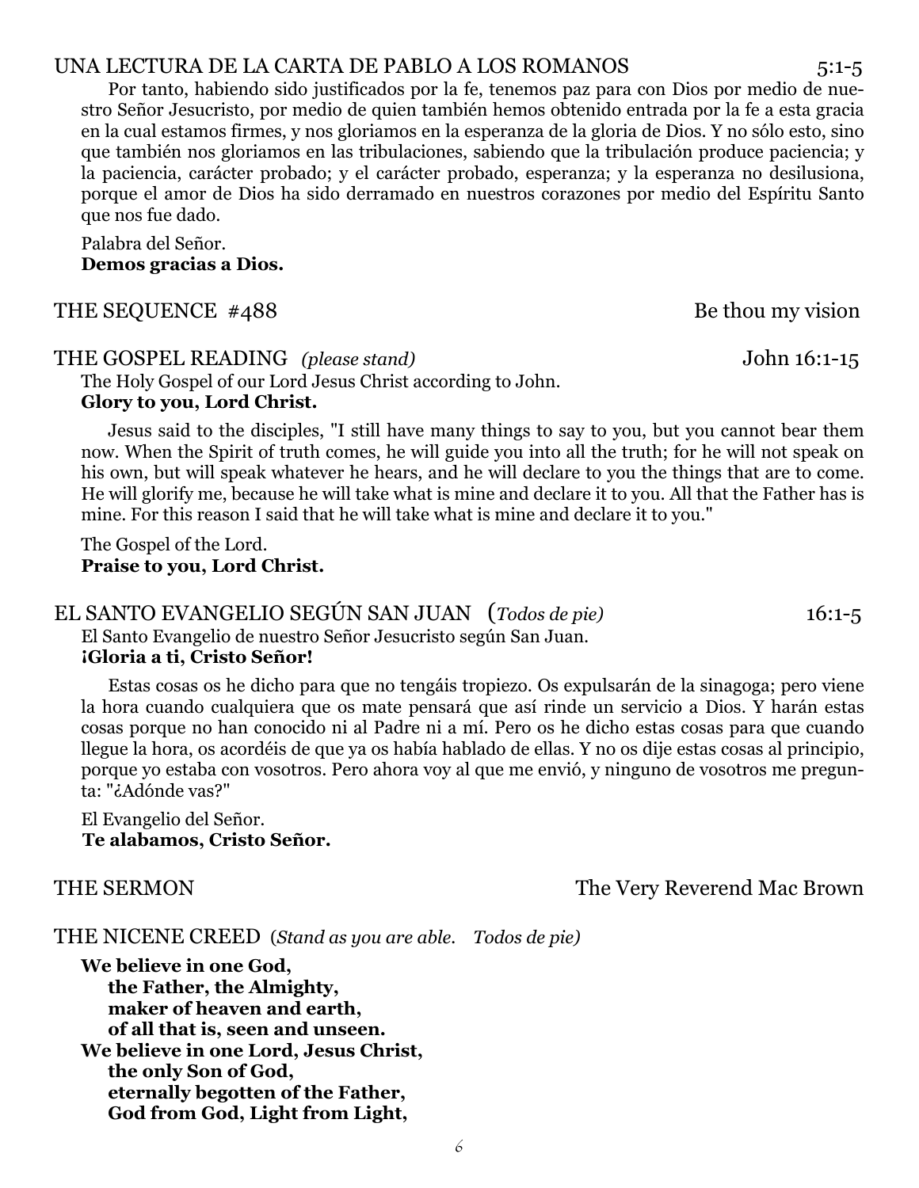UNA LECTURA DE LA CARTA DE PABLO A LOS ROMANOS 5:1-5

Por tanto, habiendo sido justificados por la fe, tenemos paz para con Dios por medio de nuestro Señor Jesucristo, por medio de quien también hemos obtenido entrada por la fe a esta gracia en la cual estamos firmes, y nos gloriamos en la esperanza de la gloria de Dios. Y no sólo esto, sino que también nos gloriamos en las tribulaciones, sabiendo que la tribulación produce paciencia; y la paciencia, carácter probado; y el carácter probado, esperanza; y la esperanza no desilusiona, porque el amor de Dios ha sido derramado en nuestros corazones por medio del Espíritu Santo que nos fue dado.

Palabra del Señor.
**Demos gracias a Dios.**

THE SEQUENCE #488 Be thou my vision

THE GOSPEL READING *(please stand)* John 16:1-15

The Holy Gospel of our Lord Jesus Christ according to John.
**Glory to you, Lord Christ.**

Jesus said to the disciples, "I still have many things to say to you, but you cannot bear them now. When the Spirit of truth comes, he will guide you into all the truth; for he will not speak on his own, but will speak whatever he hears, and he will declare to you the things that are to come. He will glorify me, because he will take what is mine and declare it to you. All that the Father has is mine. For this reason I said that he will take what is mine and declare it to you."

The Gospel of the Lord.
**Praise to you, Lord Christ.**

EL SANTO EVANGELIO SEGÚN SAN JUAN (*Todos de pie)* 16:1-5

El Santo Evangelio de nuestro Señor Jesucristo según San Juan.
**¡Gloria a ti, Cristo Señor!**

Estas cosas os he dicho para que no tengáis tropiezo. Os expulsarán de la sinagoga; pero viene la hora cuando cualquiera que os mate pensará que así rinde un servicio a Dios. Y harán estas cosas porque no han conocido ni al Padre ni a mí. Pero os he dicho estas cosas para que cuando llegue la hora, os acordéis de que ya os había hablado de ellas. Y no os dije estas cosas al principio, porque yo estaba con vosotros. Pero ahora voy al que me envió, y ninguno de vosotros me pregunta: "¿Adónde vas?"

El Evangelio del Señor.
**Te alabamos, Cristo Señor.**

THE SERMON The Very Reverend Mac Brown

THE NICENE CREED (*Stand as you are able. Todos de pie)*

**We believe in one God,**
**the Father, the Almighty,**
**maker of heaven and earth,**
**of all that is, seen and unseen.**
**We believe in one Lord, Jesus Christ,**
**the only Son of God,**
**eternally begotten of the Father,**
**God from God, Light from Light,**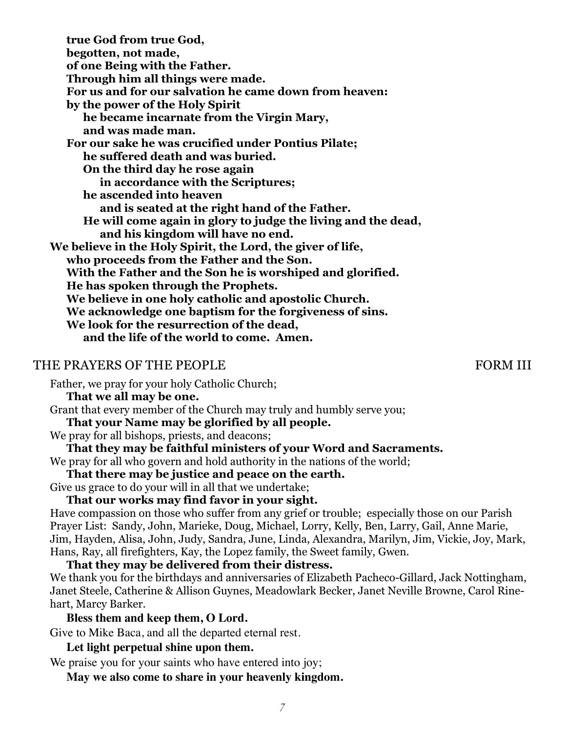**true God from true God,**
**begotten, not made,**
**of one Being with the Father.**
**Through him all things were made.**
**For us and for our salvation he came down from heaven:**
**by the power of the Holy Spirit**
**he became incarnate from the Virgin Mary,**
**and was made man.**
**For our sake he was crucified under Pontius Pilate;**
**he suffered death and was buried.**
**On the third day he rose again**
**in accordance with the Scriptures;**
**he ascended into heaven**
**and is seated at the right hand of the Father.**
**He will come again in glory to judge the living and the dead,**
**and his kingdom will have no end.**
**We believe in the Holy Spirit, the Lord, the giver of life,**
**who proceeds from the Father and the Son.**
**With the Father and the Son he is worshiped and glorified.**
**He has spoken through the Prophets.**
**We believe in one holy catholic and apostolic Church.**
**We acknowledge one baptism for the forgiveness of sins.**
**We look for the resurrection of the dead,**
**and the life of the world to come. Amen.**

## THE PRAYERS OF THE PEOPLE FORM III

Father, we pray for your holy Catholic Church;
**That we all may be one.**
Grant that every member of the Church may truly and humbly serve you;
**That your Name may be glorified by all people.**
We pray for all bishops, priests, and deacons;
**That they may be faithful ministers of your Word and Sacraments.**
We pray for all who govern and hold authority in the nations of the world;
**That there may be justice and peace on the earth.**
Give us grace to do your will in all that we undertake;
**That our works may find favor in your sight.**
Have compassion on those who suffer from any grief or trouble; especially those on our Parish Prayer List: Sandy, John, Marieke, Doug, Michael, Lorry, Kelly, Ben, Larry, Gail, Anne Marie, Jim, Hayden, Alisa, John, Judy, Sandra, June, Linda, Alexandra, Marilyn, Jim, Vickie, Joy, Mark, Hans, Ray, all firefighters, Kay, the Lopez family, the Sweet family, Gwen.
**That they may be delivered from their distress.**
We thank you for the birthdays and anniversaries of Elizabeth Pacheco-Gillard, Jack Nottingham, Janet Steele, Catherine & Allison Guynes, Meadowlark Becker, Janet Neville Browne, Carol Rinehart, Marcy Barker.
**Bless them and keep them, O Lord.**
Give to Mike Baca, and all the departed eternal rest.
**Let light perpetual shine upon them.**
We praise you for your saints who have entered into joy;
**May we also come to share in your heavenly kingdom.**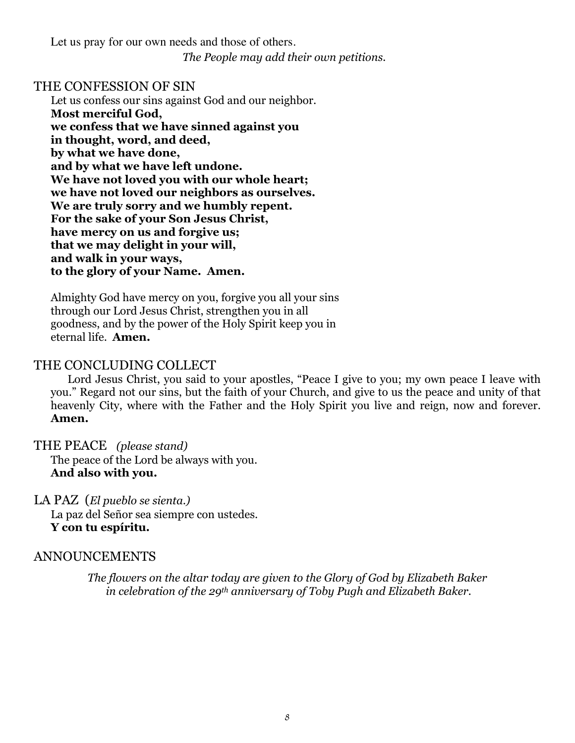Let us pray for our own needs and those of others.

*The People may add their own petitions.*

## THE CONFESSION OF SIN

Let us confess our sins against God and our neighbor.
**Most merciful God,**
**we confess that we have sinned against you**
**in thought, word, and deed,**
**by what we have done,**
**and by what we have left undone.**
**We have not loved you with our whole heart;**
**we have not loved our neighbors as ourselves.**
**We are truly sorry and we humbly repent.**
**For the sake of your Son Jesus Christ,**
**have mercy on us and forgive us;**
**that we may delight in your will,**
**and walk in your ways,**
**to the glory of your Name. Amen.**

Almighty God have mercy on you, forgive you all your sins through our Lord Jesus Christ, strengthen you in all goodness, and by the power of the Holy Spirit keep you in eternal life. **Amen.**

## THE CONCLUDING COLLECT

Lord Jesus Christ, you said to your apostles, "Peace I give to you; my own peace I leave with you." Regard not our sins, but the faith of your Church, and give to us the peace and unity of that heavenly City, where with the Father and the Holy Spirit you live and reign, now and forever. **Amen.**

## THE PEACE *(please stand)*

The peace of the Lord be always with you.
**And also with you.**

## LA PAZ (*El pueblo se sienta.)*

La paz del Señor sea siempre con ustedes.
**Y con tu espíritu.**

## ANNOUNCEMENTS

*The flowers on the altar today are given to the Glory of God by Elizabeth Baker in celebration of the 29th anniversary of Toby Pugh and Elizabeth Baker.*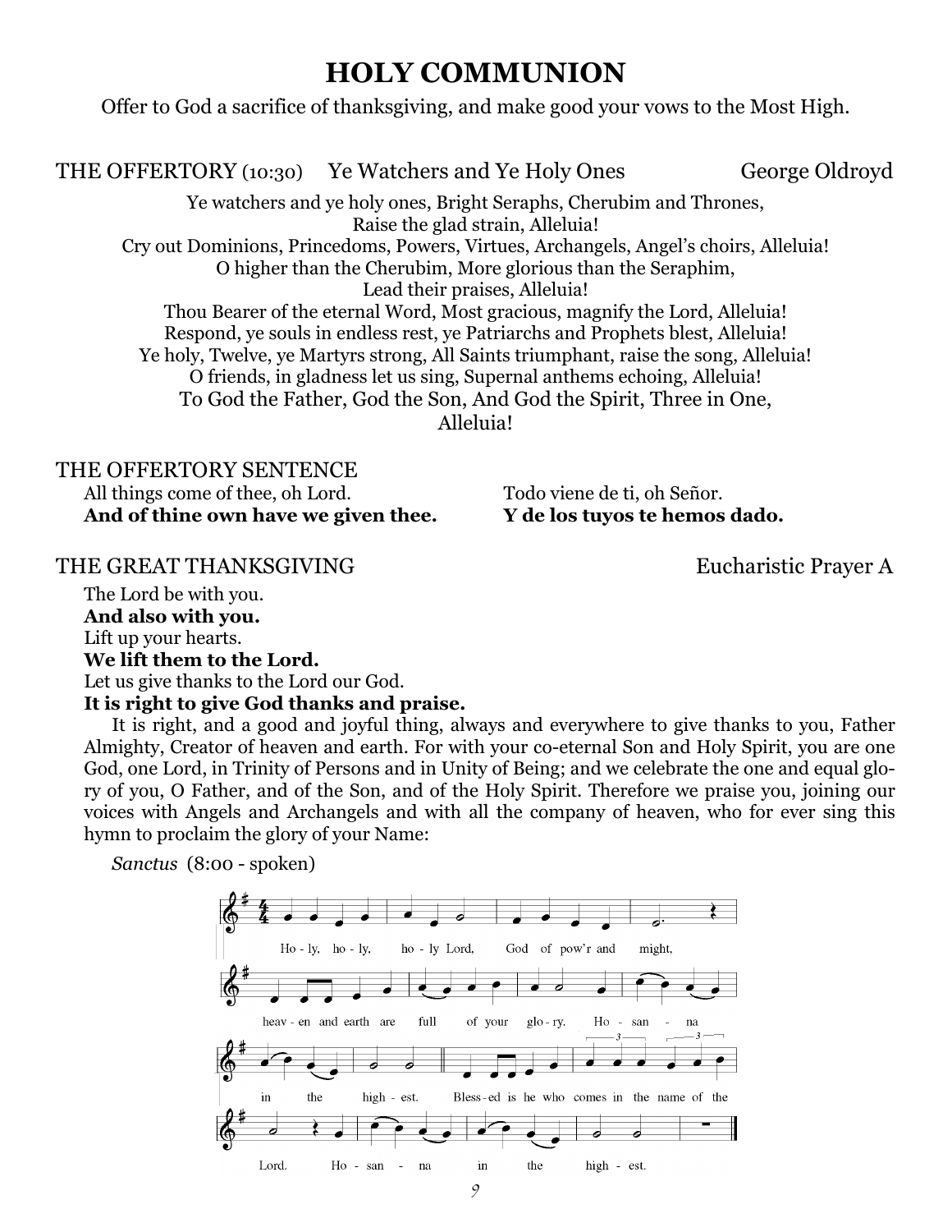# HOLY COMMUNION

Offer to God a sacrifice of thanksgiving, and make good your vows to the Most High.

THE OFFERTORY (10:30) Ye Watchers and Ye Holy Ones George Oldroyd

Ye watchers and ye holy ones, Bright Seraphs, Cherubim and Thrones,
Raise the glad strain, Alleluia!
Cry out Dominions, Princedoms, Powers, Virtues, Archangels, Angel's choirs, Alleluia!
O higher than the Cherubim, More glorious than the Seraphim,
Lead their praises, Alleluia!
Thou Bearer of the eternal Word, Most gracious, magnify the Lord, Alleluia!
Respond, ye souls in endless rest, ye Patriarchs and Prophets blest, Alleluia!
Ye holy, Twelve, ye Martyrs strong, All Saints triumphant, raise the song, Alleluia!
O friends, in gladness let us sing, Supernal anthems echoing, Alleluia!
To God the Father, God the Son, And God the Spirit, Three in One,
Alleluia!

THE OFFERTORY SENTENCE

All things come of thee, oh Lord.
**And of thine own have we given thee.**

Todo viene de ti, oh Señor.
**Y de los tuyos te hemos dado.**

THE GREAT THANKSGIVING Eucharistic Prayer A

The Lord be with you.
**And also with you.**
Lift up your hearts.
**We lift them to the Lord.**
Let us give thanks to the Lord our God.
**It is right to give God thanks and praise.**

It is right, and a good and joyful thing, always and everywhere to give thanks to you, Father Almighty, Creator of heaven and earth. For with your co-eternal Son and Holy Spirit, you are one God, one Lord, in Trinity of Persons and in Unity of Being; and we celebrate the one and equal glory of you, O Father, and of the Son, and of the Holy Spirit. Therefore we praise you, joining our voices with Angels and Archangels and with all the company of heaven, who for ever sing this hymn to proclaim the glory of your Name:

*Sanctus* (8:00 - spoken)

Holy, holy, holy Lord, God of pow'r and might, heaven and earth are full of your glory. Hosanna in the highest. Blessed is he who comes in the name of the Lord. Hosanna in the highest.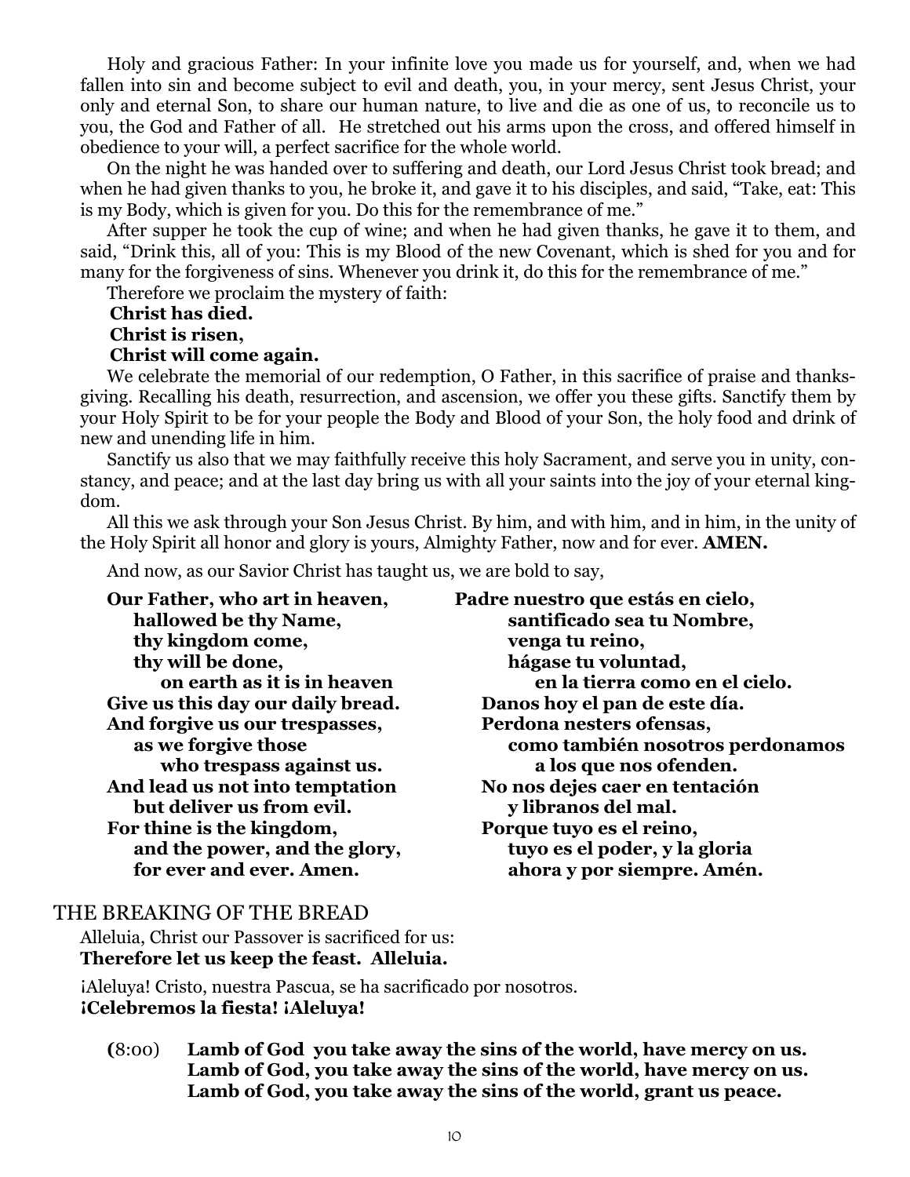Holy and gracious Father: In your infinite love you made us for yourself, and, when we had fallen into sin and become subject to evil and death, you, in your mercy, sent Jesus Christ, your only and eternal Son, to share our human nature, to live and die as one of us, to reconcile us to you, the God and Father of all. He stretched out his arms upon the cross, and offered himself in obedience to your will, a perfect sacrifice for the whole world.

On the night he was handed over to suffering and death, our Lord Jesus Christ took bread; and when he had given thanks to you, he broke it, and gave it to his disciples, and said, "Take, eat: This is my Body, which is given for you. Do this for the remembrance of me."

After supper he took the cup of wine; and when he had given thanks, he gave it to them, and said, "Drink this, all of you: This is my Blood of the new Covenant, which is shed for you and for many for the forgiveness of sins. Whenever you drink it, do this for the remembrance of me."

Therefore we proclaim the mystery of faith:

**Christ has died.**
**Christ is risen,**
**Christ will come again.**

We celebrate the memorial of our redemption, O Father, in this sacrifice of praise and thanksgiving. Recalling his death, resurrection, and ascension, we offer you these gifts. Sanctify them by your Holy Spirit to be for your people the Body and Blood of your Son, the holy food and drink of new and unending life in him.

Sanctify us also that we may faithfully receive this holy Sacrament, and serve you in unity, constancy, and peace; and at the last day bring us with all your saints into the joy of your eternal kingdom.

All this we ask through your Son Jesus Christ. By him, and with him, and in him, in the unity of the Holy Spirit all honor and glory is yours, Almighty Father, now and for ever. **AMEN.**

And now, as our Savior Christ has taught us, we are bold to say,

**Our Father, who art in heaven,**
**hallowed be thy Name,**
**thy kingdom come,**
**thy will be done,**
**on earth as it is in heaven**
**Give us this day our daily bread.**
**And forgive us our trespasses,**
**as we forgive those**
**who trespass against us.**
**And lead us not into temptation**
**but deliver us from evil.**
**For thine is the kingdom,**
**and the power, and the glory,**
**for ever and ever. Amen.**

**Padre nuestro que estás en cielo,**
**santificado sea tu Nombre,**
**venga tu reino,**
**hágase tu voluntad,**
**en la tierra como en el cielo.**
**Danos hoy el pan de este día.**
**Perdona nesters ofensas,**
**como también nosotros perdonamos**
**a los que nos ofenden.**
**No nos dejes caer en tentación**
**y libranos del mal.**
**Porque tuyo es el reino,**
**tuyo es el poder, y la gloria**
**ahora y por siempre. Amén.**

## THE BREAKING OF THE BREAD

Alleluia, Christ our Passover is sacrificed for us:
**Therefore let us keep the feast. Alleluia.**

¡Aleluya! Cristo, nuestra Pascua, se ha sacrificado por nosotros.
**¡Celebremos la fiesta! ¡Aleluya!**

(8:00) **Lamb of God you take away the sins of the world, have mercy on us.**
**Lamb of God, you take away the sins of the world, have mercy on us.**
**Lamb of God, you take away the sins of the world, grant us peace.**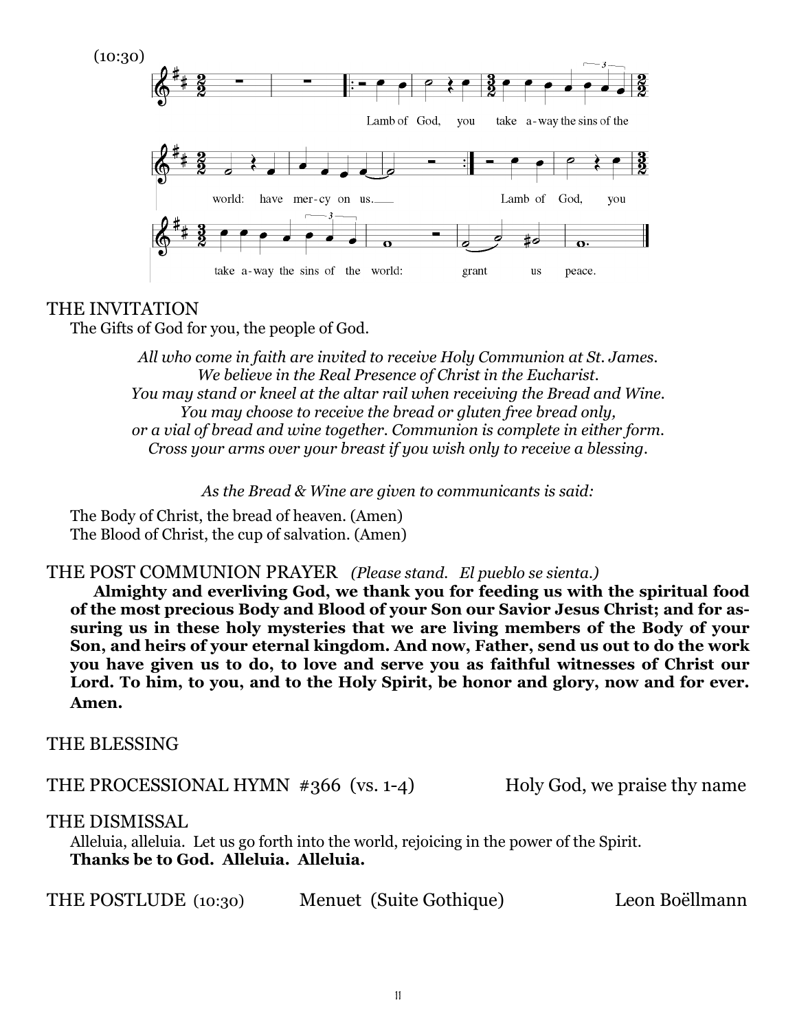(10:30)

Lamb of God, you take a-way the sins of the world: have mer-cy on us. Lamb of God, you take a-way the sins of the world: grant us peace.

THE INVITATION

The Gifts of God for you, the people of God.

*All who come in faith are invited to receive Holy Communion at St. James. We believe in the Real Presence of Christ in the Eucharist. You may stand or kneel at the altar rail when receiving the Bread and Wine. You may choose to receive the bread or gluten free bread only, or a vial of bread and wine together. Communion is complete in either form. Cross your arms over your breast if you wish only to receive a blessing.*

*As the Bread & Wine are given to communicants is said:*

The Body of Christ, the bread of heaven. (Amen)
The Blood of Christ, the cup of salvation. (Amen)

THE POST COMMUNION PRAYER *(Please stand. El pueblo se sienta.)*

**Almighty and everliving God, we thank you for feeding us with the spiritual food of the most precious Body and Blood of your Son our Savior Jesus Christ; and for assuring us in these holy mysteries that we are living members of the Body of your Son, and heirs of your eternal kingdom. And now, Father, send us out to do the work you have given us to do, to love and serve you as faithful witnesses of Christ our Lord. To him, to you, and to the Holy Spirit, be honor and glory, now and for ever. Amen.**

THE BLESSING

THE PROCESSIONAL HYMN #366 (vs. 1-4) Holy God, we praise thy name

THE DISMISSAL

Alleluia, alleluia. Let us go forth into the world, rejoicing in the power of the Spirit.
**Thanks be to God. Alleluia. Alleluia.**

THE POSTLUDE (10:30) Menuet (Suite Gothique) Leon Boëllmann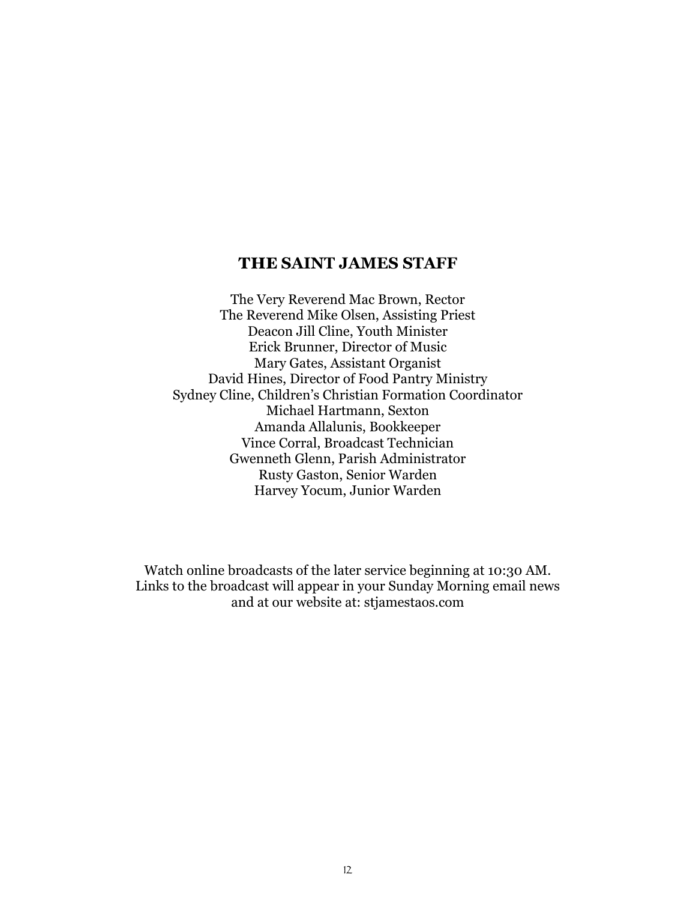## THE SAINT JAMES STAFF

The Very Reverend Mac Brown, Rector
The Reverend Mike Olsen, Assisting Priest
Deacon Jill Cline, Youth Minister
Erick Brunner, Director of Music
Mary Gates, Assistant Organist
David Hines, Director of Food Pantry Ministry
Sydney Cline, Children's Christian Formation Coordinator
Michael Hartmann, Sexton
Amanda Allalunis, Bookkeeper
Vince Corral, Broadcast Technician
Gwenneth Glenn, Parish Administrator
Rusty Gaston, Senior Warden
Harvey Yocum, Junior Warden

Watch online broadcasts of the later service beginning at 10:30 AM.
Links to the broadcast will appear in your Sunday Morning email news and at our website at: stjamestaos.com